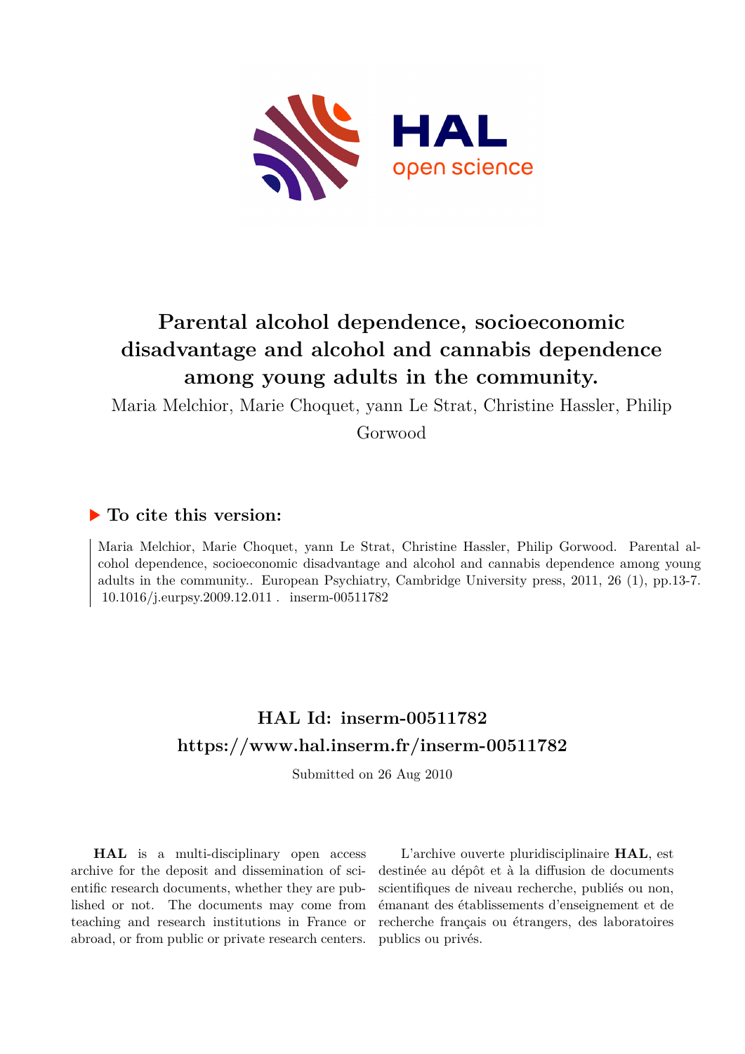# Parental alcohol dependence, socioeconomic disadvantage and alcohol and cannabis dependence among young adults in the community.

Maria Melchior, Marie Choquet, yann Le Strat, Christine Hassler, Philip Gorwood

## ▶ To cite this version:

Maria Melchior, Marie Choquet, yann Le Strat, Christine Hassler, Philip Gorwood. Parental alcohol dependence, socioeconomic disadvantage and alcohol and cannabis dependence among young adults in the community.. European Psychiatry, Cambridge University press, 2011, 26 (1), pp.13-7. 10.1016/j.eurpsy.2009.12.011 . inserm-00511782

## HAL Id: inserm-00511782

## https://www.hal.inserm.fr/inserm-00511782

Submitted on 26 Aug 2010

**HAL** is a multi-disciplinary open access archive for the deposit and dissemination of scientific research documents, whether they are published or not. The documents may come from teaching and research institutions in France or abroad, or from public or private research centers.

L'archive ouverte pluridisciplinaire **HAL**, est destinée au dépôt et à la diffusion de documents scientifiques de niveau recherche, publiés ou non, émanant des établissements d'enseignement et de recherche français ou étrangers, des laboratoires publics ou privés.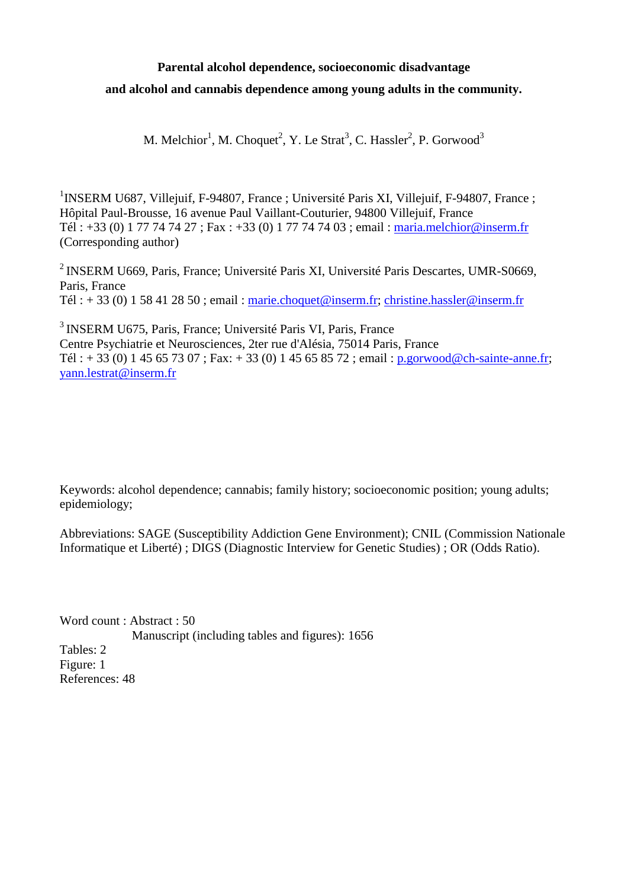**Parental alcohol dependence, socioeconomic disadvantage and alcohol and cannabis dependence among young adults in the community.**

M. Melchior[1], M. Choquet[2], Y. Le Strat[3], C. Hassler[2], P. Gorwood[3]

[1]INSERM U687, Villejuif, F-94807, France ; Université Paris XI, Villejuif, F-94807, France ; Hôpital Paul-Brousse, 16 avenue Paul Vaillant-Couturier, 94800 Villejuif, France
Tél : +33 (0) 1 77 74 74 27 ; Fax : +33 (0) 1 77 74 74 03 ; email : maria.melchior@inserm.fr
(Corresponding author)

[2] INSERM U669, Paris, France; Université Paris XI, Université Paris Descartes, UMR-S0669, Paris, France
Tél : + 33 (0) 1 58 41 28 50 ; email : marie.choquet@inserm.fr; christine.hassler@inserm.fr

[3] INSERM U675, Paris, France; Université Paris VI, Paris, France
Centre Psychiatrie et Neurosciences, 2ter rue d'Alésia, 75014 Paris, France
Tél : + 33 (0) 1 45 65 73 07 ; Fax: + 33 (0) 1 45 65 85 72 ; email : p.gorwood@ch-sainte-anne.fr; yann.lestrat@inserm.fr

Keywords: alcohol dependence; cannabis; family history; socioeconomic position; young adults; epidemiology;

Abbreviations: SAGE (Susceptibility Addiction Gene Environment); CNIL (Commission Nationale Informatique et Liberté) ; DIGS (Diagnostic Interview for Genetic Studies) ; OR (Odds Ratio).

Word count : Abstract : 50
Manuscript (including tables and figures): 1656
Tables: 2
Figure: 1
References: 48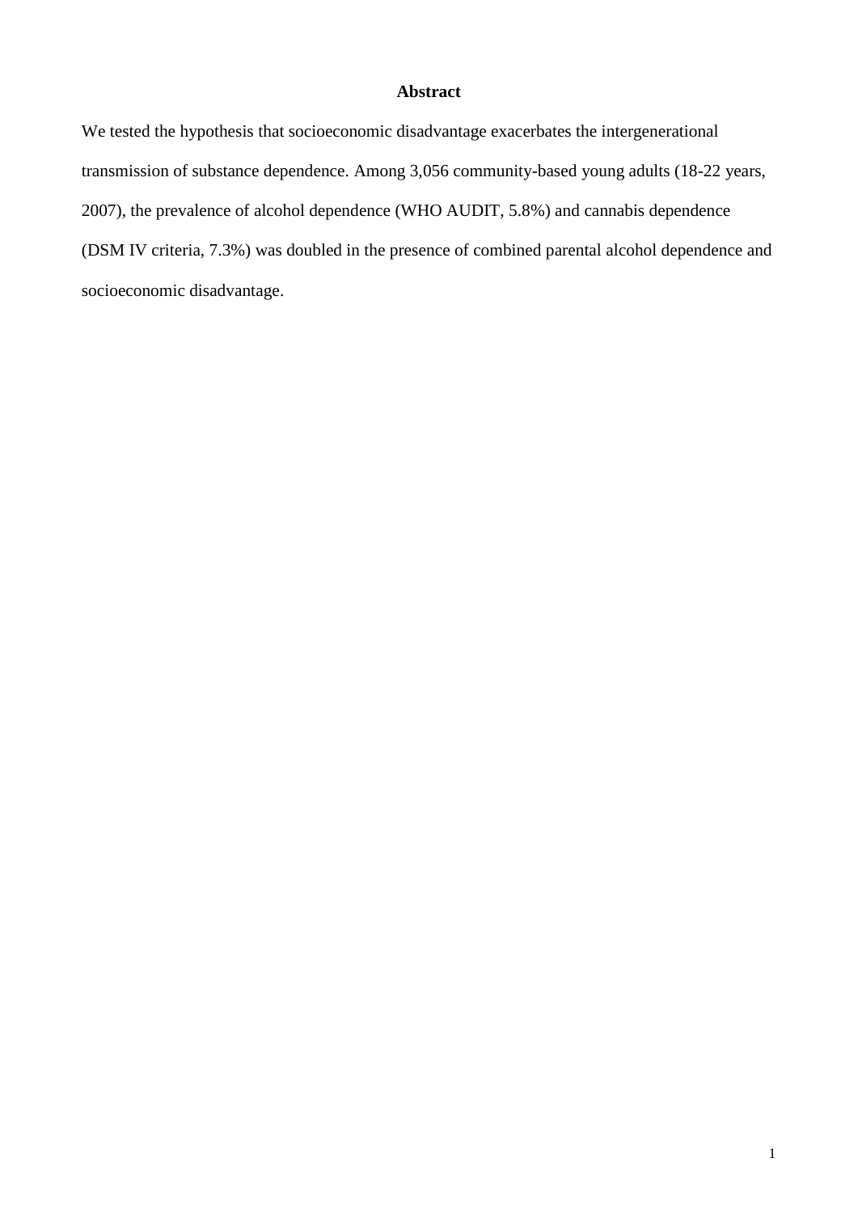## Abstract

We tested the hypothesis that socioeconomic disadvantage exacerbates the intergenerational transmission of substance dependence. Among 3,056 community-based young adults (18-22 years, 2007), the prevalence of alcohol dependence (WHO AUDIT, 5.8%) and cannabis dependence (DSM IV criteria, 7.3%) was doubled in the presence of combined parental alcohol dependence and socioeconomic disadvantage.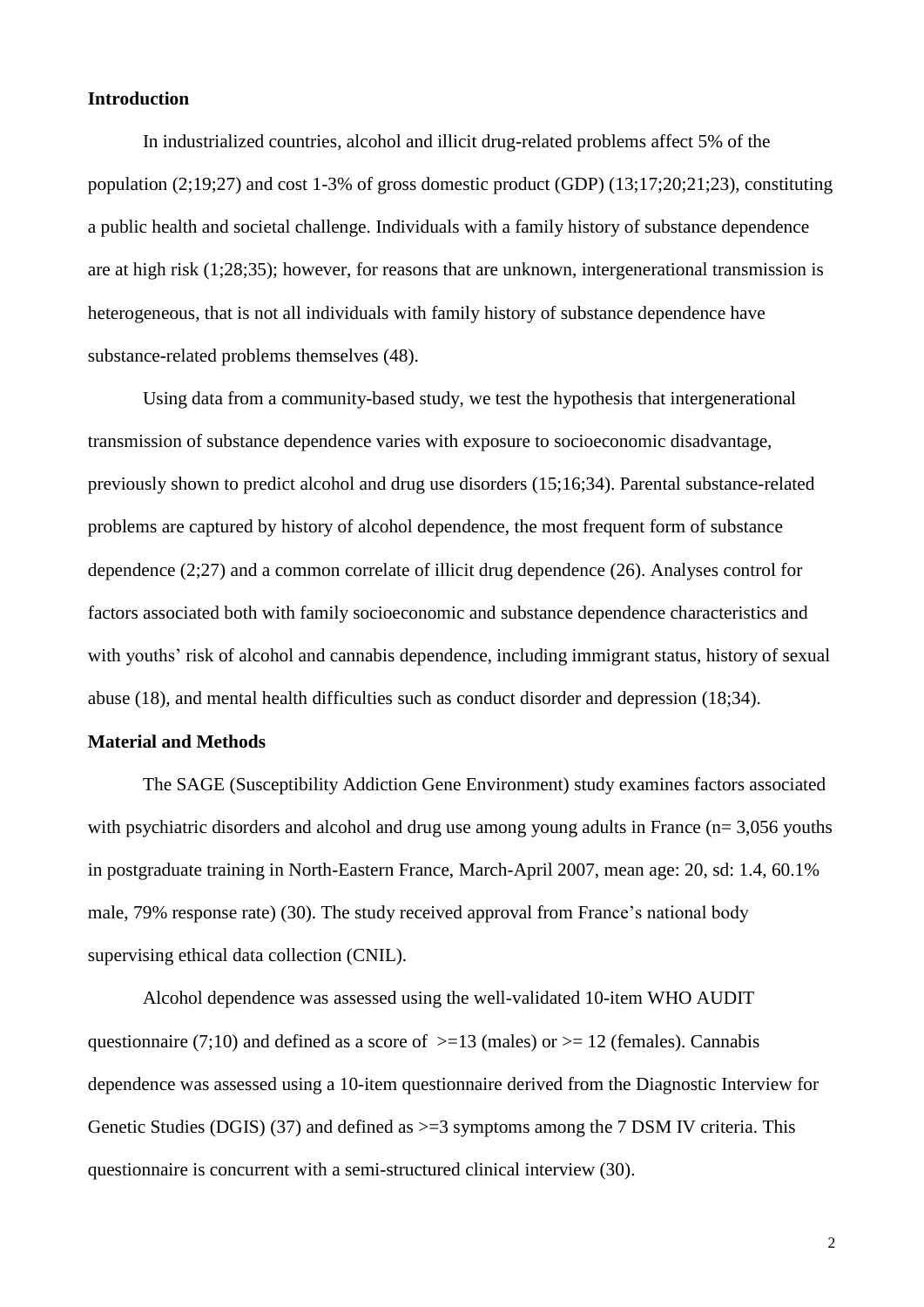## Introduction

In industrialized countries, alcohol and illicit drug-related problems affect 5% of the population (2;19;27) and cost 1-3% of gross domestic product (GDP) (13;17;20;21;23), constituting a public health and societal challenge. Individuals with a family history of substance dependence are at high risk (1;28;35); however, for reasons that are unknown, intergenerational transmission is heterogeneous, that is not all individuals with family history of substance dependence have substance-related problems themselves (48).

Using data from a community-based study, we test the hypothesis that intergenerational transmission of substance dependence varies with exposure to socioeconomic disadvantage, previously shown to predict alcohol and drug use disorders (15;16;34). Parental substance-related problems are captured by history of alcohol dependence, the most frequent form of substance dependence (2;27) and a common correlate of illicit drug dependence (26). Analyses control for factors associated both with family socioeconomic and substance dependence characteristics and with youths' risk of alcohol and cannabis dependence, including immigrant status, history of sexual abuse (18), and mental health difficulties such as conduct disorder and depression (18;34).

## Material and Methods

The SAGE (Susceptibility Addiction Gene Environment) study examines factors associated with psychiatric disorders and alcohol and drug use among young adults in France (n= 3,056 youths in postgraduate training in North-Eastern France, March-April 2007, mean age: 20, sd: 1.4, 60.1% male, 79% response rate) (30). The study received approval from France's national body supervising ethical data collection (CNIL).

Alcohol dependence was assessed using the well-validated 10-item WHO AUDIT questionnaire (7;10) and defined as a score of >=13 (males) or >= 12 (females). Cannabis dependence was assessed using a 10-item questionnaire derived from the Diagnostic Interview for Genetic Studies (DGIS) (37) and defined as >=3 symptoms among the 7 DSM IV criteria. This questionnaire is concurrent with a semi-structured clinical interview (30).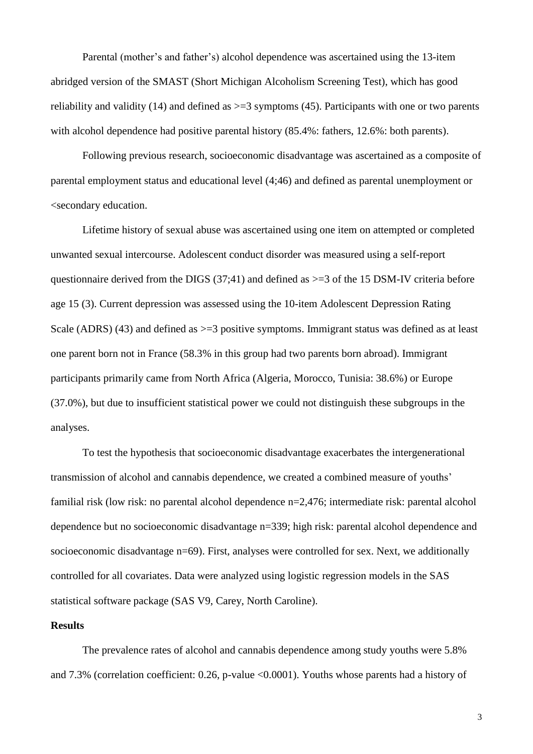Parental (mother's and father's) alcohol dependence was ascertained using the 13-item abridged version of the SMAST (Short Michigan Alcoholism Screening Test), which has good reliability and validity (14) and defined as >=3 symptoms (45). Participants with one or two parents with alcohol dependence had positive parental history (85.4%: fathers, 12.6%: both parents).

Following previous research, socioeconomic disadvantage was ascertained as a composite of parental employment status and educational level (4;46) and defined as parental unemployment or <secondary education.

Lifetime history of sexual abuse was ascertained using one item on attempted or completed unwanted sexual intercourse. Adolescent conduct disorder was measured using a self-report questionnaire derived from the DIGS (37;41) and defined as >=3 of the 15 DSM-IV criteria before age 15 (3). Current depression was assessed using the 10-item Adolescent Depression Rating Scale (ADRS) (43) and defined as >=3 positive symptoms. Immigrant status was defined as at least one parent born not in France (58.3% in this group had two parents born abroad). Immigrant participants primarily came from North Africa (Algeria, Morocco, Tunisia: 38.6%) or Europe (37.0%), but due to insufficient statistical power we could not distinguish these subgroups in the analyses.

To test the hypothesis that socioeconomic disadvantage exacerbates the intergenerational transmission of alcohol and cannabis dependence, we created a combined measure of youths' familial risk (low risk: no parental alcohol dependence n=2,476; intermediate risk: parental alcohol dependence but no socioeconomic disadvantage n=339; high risk: parental alcohol dependence and socioeconomic disadvantage n=69). First, analyses were controlled for sex. Next, we additionally controlled for all covariates. Data were analyzed using logistic regression models in the SAS statistical software package (SAS V9, Carey, North Caroline).

**Results**

The prevalence rates of alcohol and cannabis dependence among study youths were 5.8% and 7.3% (correlation coefficient: 0.26, p-value <0.0001). Youths whose parents had a history of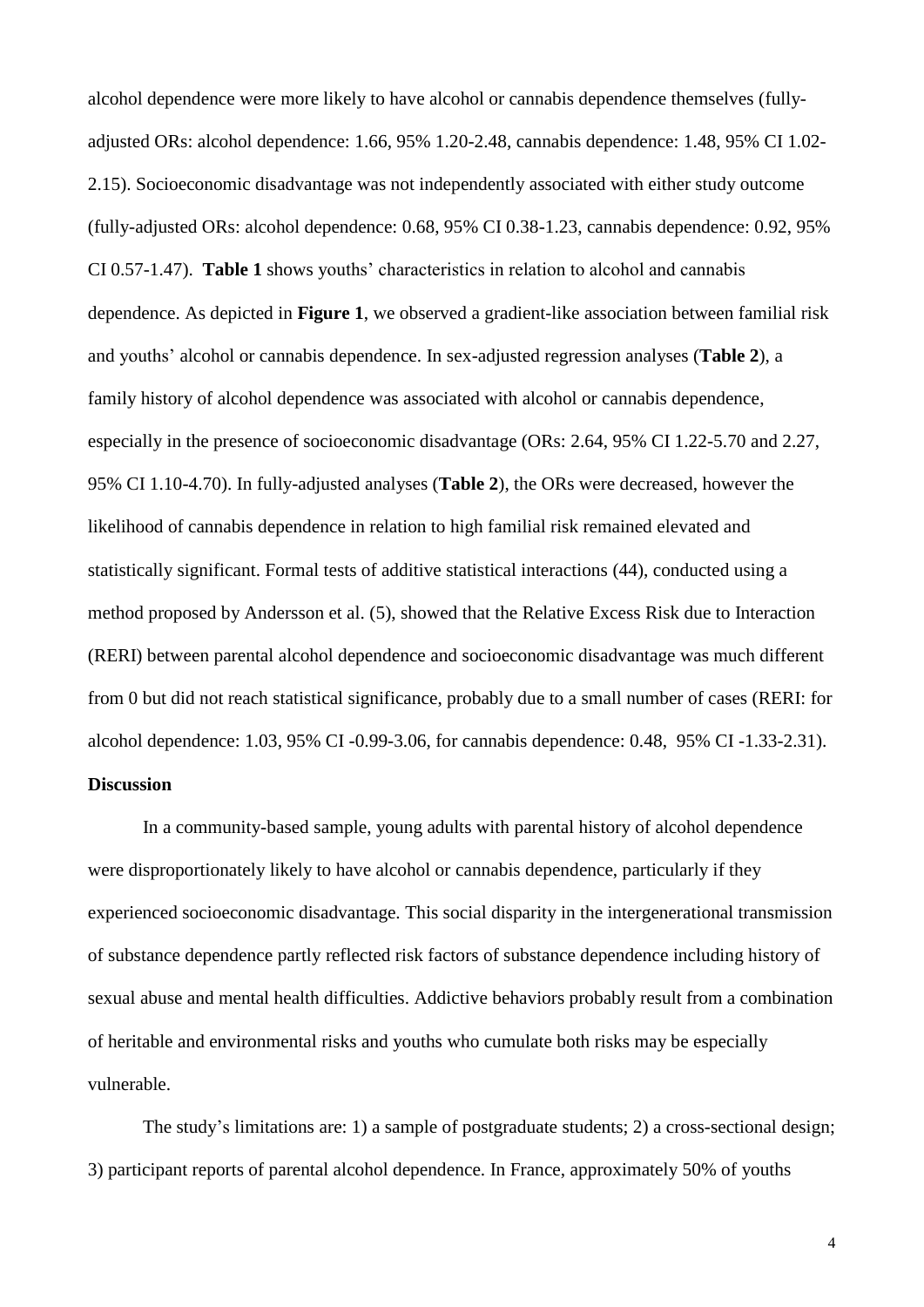alcohol dependence were more likely to have alcohol or cannabis dependence themselves (fully-adjusted ORs: alcohol dependence: 1.66, 95% 1.20-2.48, cannabis dependence: 1.48, 95% CI 1.02-2.15). Socioeconomic disadvantage was not independently associated with either study outcome (fully-adjusted ORs: alcohol dependence: 0.68, 95% CI 0.38-1.23, cannabis dependence: 0.92, 95% CI 0.57-1.47). **Table 1** shows youths' characteristics in relation to alcohol and cannabis dependence. As depicted in **Figure 1**, we observed a gradient-like association between familial risk and youths' alcohol or cannabis dependence. In sex-adjusted regression analyses (**Table 2**), a family history of alcohol dependence was associated with alcohol or cannabis dependence, especially in the presence of socioeconomic disadvantage (ORs: 2.64, 95% CI 1.22-5.70 and 2.27, 95% CI 1.10-4.70). In fully-adjusted analyses (**Table 2**), the ORs were decreased, however the likelihood of cannabis dependence in relation to high familial risk remained elevated and statistically significant. Formal tests of additive statistical interactions (44), conducted using a method proposed by Andersson et al. (5), showed that the Relative Excess Risk due to Interaction (RERI) between parental alcohol dependence and socioeconomic disadvantage was much different from 0 but did not reach statistical significance, probably due to a small number of cases (RERI: for alcohol dependence: 1.03, 95% CI -0.99-3.06, for cannabis dependence: 0.48, 95% CI -1.33-2.31).

**Discussion**

In a community-based sample, young adults with parental history of alcohol dependence were disproportionately likely to have alcohol or cannabis dependence, particularly if they experienced socioeconomic disadvantage. This social disparity in the intergenerational transmission of substance dependence partly reflected risk factors of substance dependence including history of sexual abuse and mental health difficulties. Addictive behaviors probably result from a combination of heritable and environmental risks and youths who cumulate both risks may be especially vulnerable.

The study's limitations are: 1) a sample of postgraduate students; 2) a cross-sectional design; 3) participant reports of parental alcohol dependence. In France, approximately 50% of youths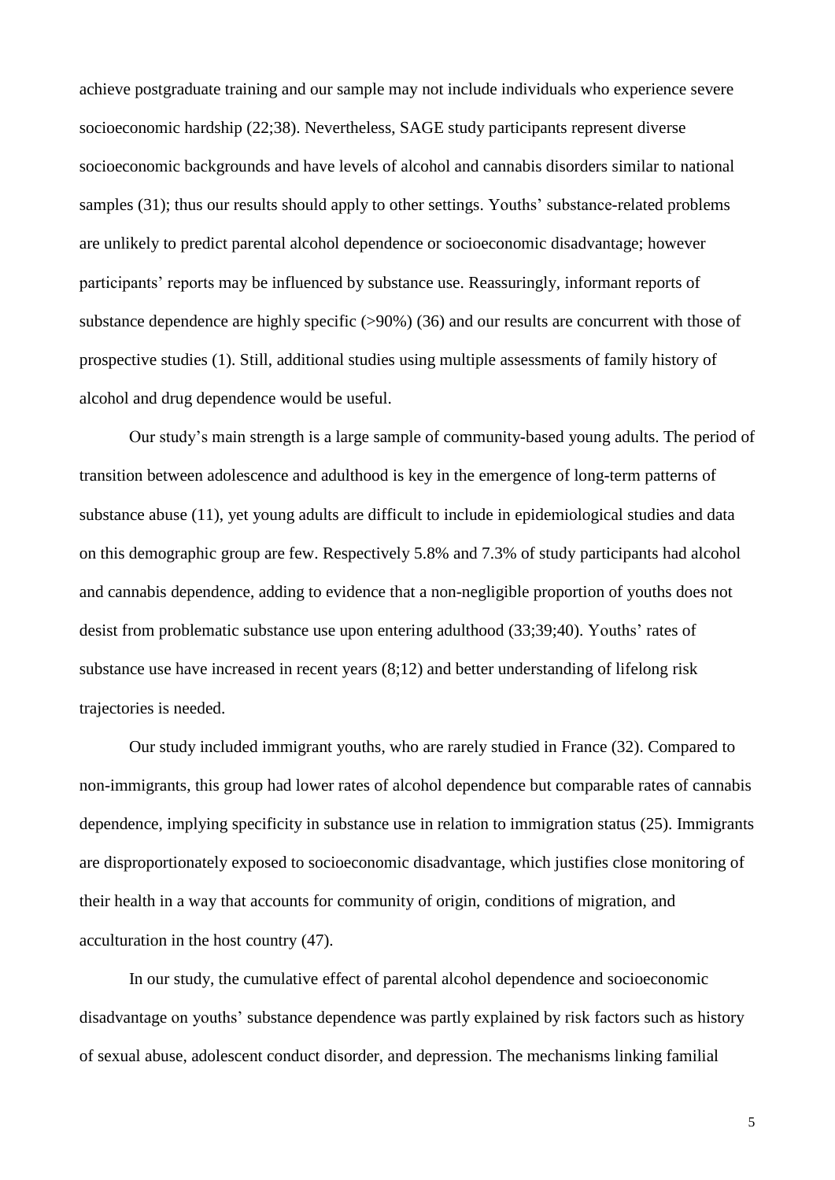achieve postgraduate training and our sample may not include individuals who experience severe socioeconomic hardship (22;38). Nevertheless, SAGE study participants represent diverse socioeconomic backgrounds and have levels of alcohol and cannabis disorders similar to national samples (31); thus our results should apply to other settings. Youths' substance-related problems are unlikely to predict parental alcohol dependence or socioeconomic disadvantage; however participants' reports may be influenced by substance use. Reassuringly, informant reports of substance dependence are highly specific (>90%) (36) and our results are concurrent with those of prospective studies (1). Still, additional studies using multiple assessments of family history of alcohol and drug dependence would be useful.

Our study's main strength is a large sample of community-based young adults. The period of transition between adolescence and adulthood is key in the emergence of long-term patterns of substance abuse (11), yet young adults are difficult to include in epidemiological studies and data on this demographic group are few. Respectively 5.8% and 7.3% of study participants had alcohol and cannabis dependence, adding to evidence that a non-negligible proportion of youths does not desist from problematic substance use upon entering adulthood (33;39;40). Youths' rates of substance use have increased in recent years (8;12) and better understanding of lifelong risk trajectories is needed.

Our study included immigrant youths, who are rarely studied in France (32). Compared to non-immigrants, this group had lower rates of alcohol dependence but comparable rates of cannabis dependence, implying specificity in substance use in relation to immigration status (25). Immigrants are disproportionately exposed to socioeconomic disadvantage, which justifies close monitoring of their health in a way that accounts for community of origin, conditions of migration, and acculturation in the host country (47).

In our study, the cumulative effect of parental alcohol dependence and socioeconomic disadvantage on youths' substance dependence was partly explained by risk factors such as history of sexual abuse, adolescent conduct disorder, and depression. The mechanisms linking familial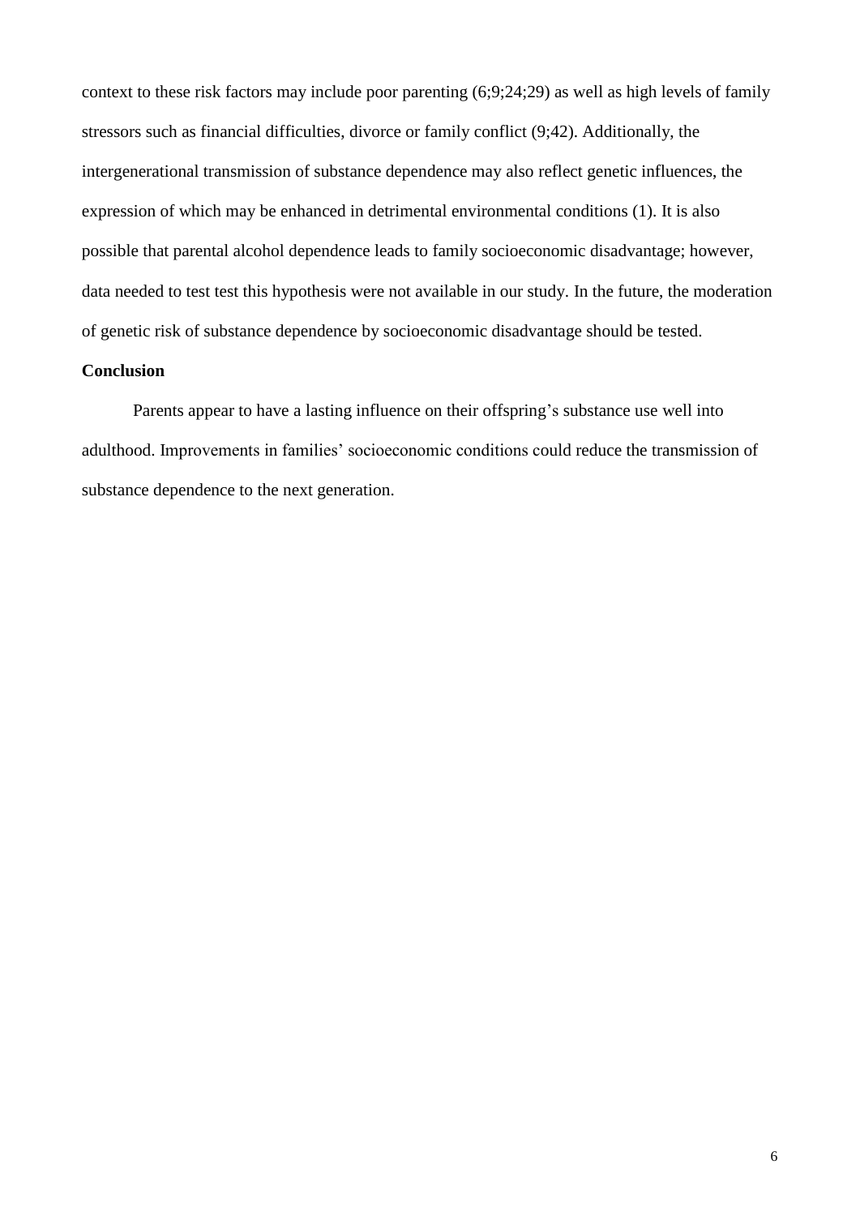context to these risk factors may include poor parenting (6;9;24;29) as well as high levels of family stressors such as financial difficulties, divorce or family conflict (9;42). Additionally, the intergenerational transmission of substance dependence may also reflect genetic influences, the expression of which may be enhanced in detrimental environmental conditions (1). It is also possible that parental alcohol dependence leads to family socioeconomic disadvantage; however, data needed to test test this hypothesis were not available in our study. In the future, the moderation of genetic risk of substance dependence by socioeconomic disadvantage should be tested.

**Conclusion**

Parents appear to have a lasting influence on their offspring's substance use well into adulthood. Improvements in families' socioeconomic conditions could reduce the transmission of substance dependence to the next generation.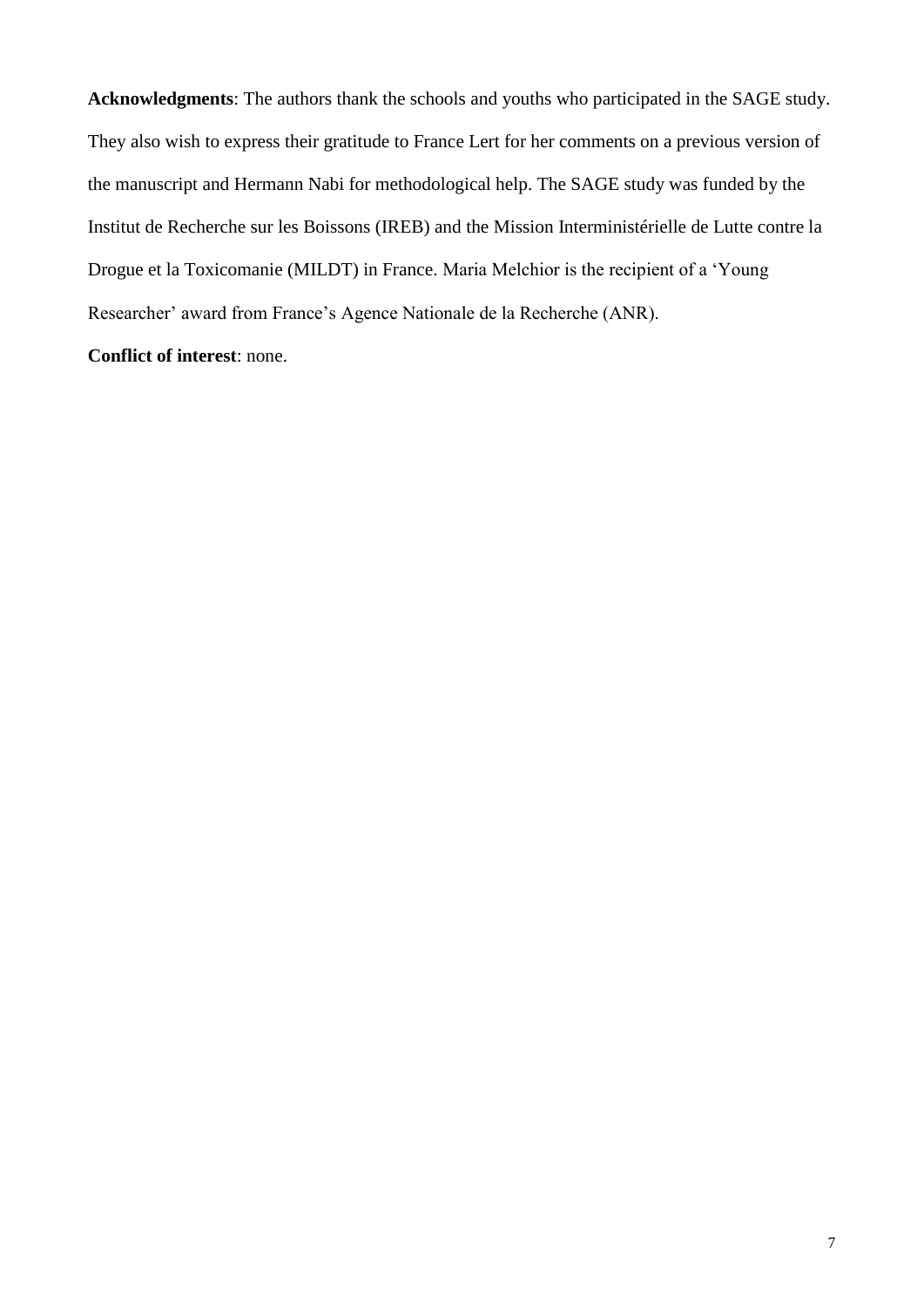**Acknowledgments**: The authors thank the schools and youths who participated in the SAGE study. They also wish to express their gratitude to France Lert for her comments on a previous version of the manuscript and Hermann Nabi for methodological help. The SAGE study was funded by the Institut de Recherche sur les Boissons (IREB) and the Mission Interministérielle de Lutte contre la Drogue et la Toxicomanie (MILDT) in France. Maria Melchior is the recipient of a 'Young Researcher' award from France's Agence Nationale de la Recherche (ANR).

**Conflict of interest**: none.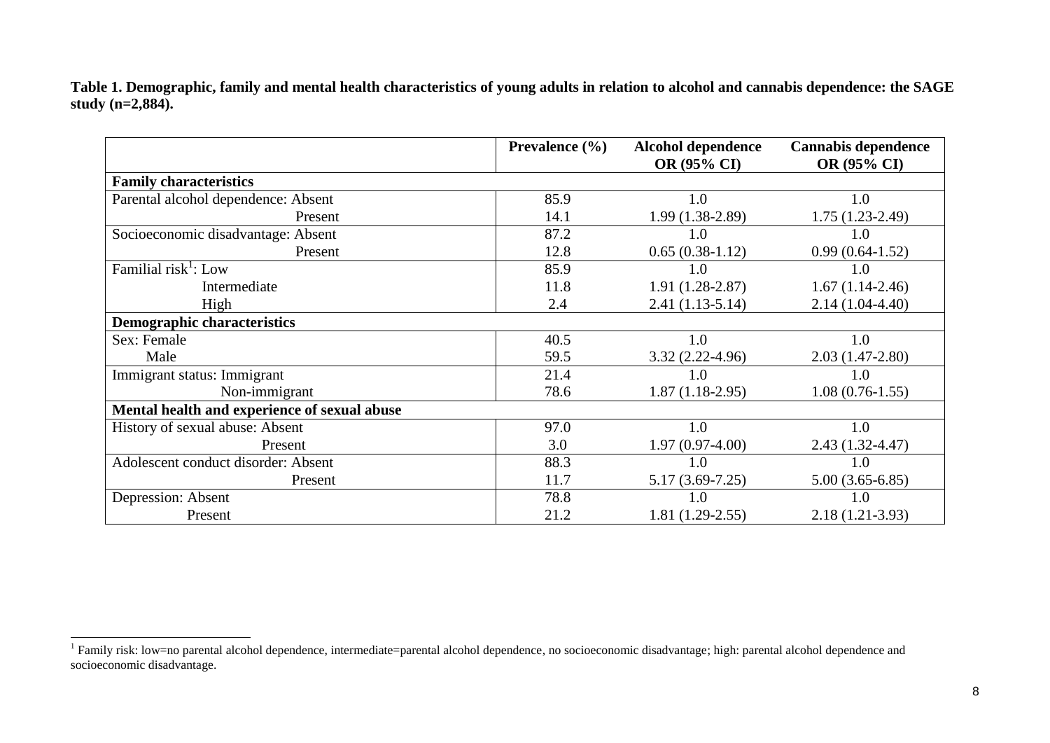**Table 1. Demographic, family and mental health characteristics of young adults in relation to alcohol and cannabis dependence: the SAGE study (n=2,884).**

| | Prevalence (%) | Alcohol dependence OR (95% CI) | Cannabis dependence OR (95% CI) |
|---|---|---|---|
| **Family characteristics** | | | |
| Parental alcohol dependence: Absent | 85.9 | 1.0 | 1.0 |
| Present | 14.1 | 1.99 (1.38-2.89) | 1.75 (1.23-2.49) |
| Socioeconomic disadvantage: Absent | 87.2 | 1.0 | 1.0 |
| Present | 12.8 | 0.65 (0.38-1.12) | 0.99 (0.64-1.52) |
| Familial risk[1]: Low | 85.9 | 1.0 | 1.0 |
| Intermediate | 11.8 | 1.91 (1.28-2.87) | 1.67 (1.14-2.46) |
| High | 2.4 | 2.41 (1.13-5.14) | 2.14 (1.04-4.40) |
| **Demographic characteristics** | | | |
| Sex: Female | 40.5 | 1.0 | 1.0 |
| Male | 59.5 | 3.32 (2.22-4.96) | 2.03 (1.47-2.80) |
| Immigrant status: Immigrant | 21.4 | 1.0 | 1.0 |
| Non-immigrant | 78.6 | 1.87 (1.18-2.95) | 1.08 (0.76-1.55) |
| **Mental health and experience of sexual abuse** | | | |
| History of sexual abuse: Absent | 97.0 | 1.0 | 1.0 |
| Present | 3.0 | 1.97 (0.97-4.00) | 2.43 (1.32-4.47) |
| Adolescent conduct disorder: Absent | 88.3 | 1.0 | 1.0 |
| Present | 11.7 | 5.17 (3.69-7.25) | 5.00 (3.65-6.85) |
| Depression: Absent | 78.8 | 1.0 | 1.0 |
| Present | 21.2 | 1.81 (1.29-2.55) | 2.18 (1.21-3.93) |

[1] Family risk: low=no parental alcohol dependence, intermediate=parental alcohol dependence, no socioeconomic disadvantage; high: parental alcohol dependence and socioeconomic disadvantage.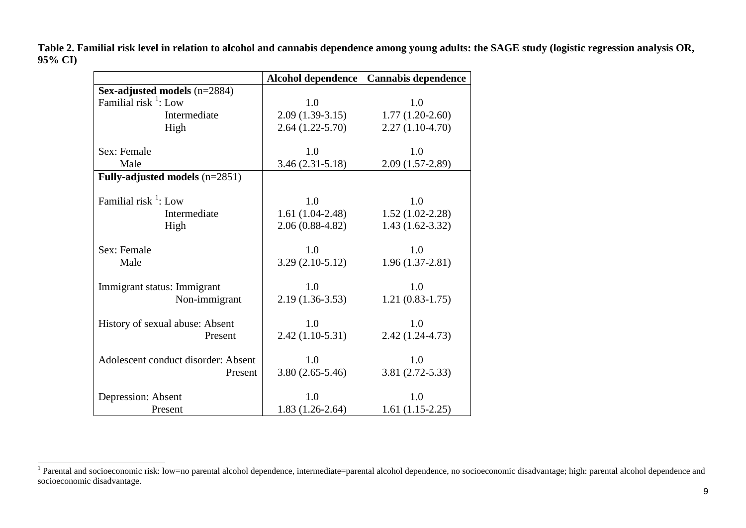**Table 2. Familial risk level in relation to alcohol and cannabis dependence among young adults: the SAGE study (logistic regression analysis OR, 95% CI)**

| | Alcohol dependence | Cannabis dependence |
|---|---|---|
| **Sex-adjusted models** (n=2884) | | |
| Familial risk [1]: Low | 1.0 | 1.0 |
| Intermediate | 2.09 (1.39-3.15) | 1.77 (1.20-2.60) |
| High | 2.64 (1.22-5.70) | 2.27 (1.10-4.70) |
| Sex: Female | 1.0 | 1.0 |
| Male | 3.46 (2.31-5.18) | 2.09 (1.57-2.89) |
| **Fully-adjusted models** (n=2851) | | |
| Familial risk [1]: Low | 1.0 | 1.0 |
| Intermediate | 1.61 (1.04-2.48) | 1.52 (1.02-2.28) |
| High | 2.06 (0.88-4.82) | 1.43 (1.62-3.32) |
| Sex: Female | 1.0 | 1.0 |
| Male | 3.29 (2.10-5.12) | 1.96 (1.37-2.81) |
| Immigrant status: Immigrant | 1.0 | 1.0 |
| Non-immigrant | 2.19 (1.36-3.53) | 1.21 (0.83-1.75) |
| History of sexual abuse: Absent | 1.0 | 1.0 |
| Present | 2.42 (1.10-5.31) | 2.42 (1.24-4.73) |
| Adolescent conduct disorder: Absent | 1.0 | 1.0 |
| Present | 3.80 (2.65-5.46) | 3.81 (2.72-5.33) |
| Depression: Absent | 1.0 | 1.0 |
| Present | 1.83 (1.26-2.64) | 1.61 (1.15-2.25) |

[1] Parental and socioeconomic risk: low=no parental alcohol dependence, intermediate=parental alcohol dependence, no socioeconomic disadvantage; high: parental alcohol dependence and socioeconomic disadvantage.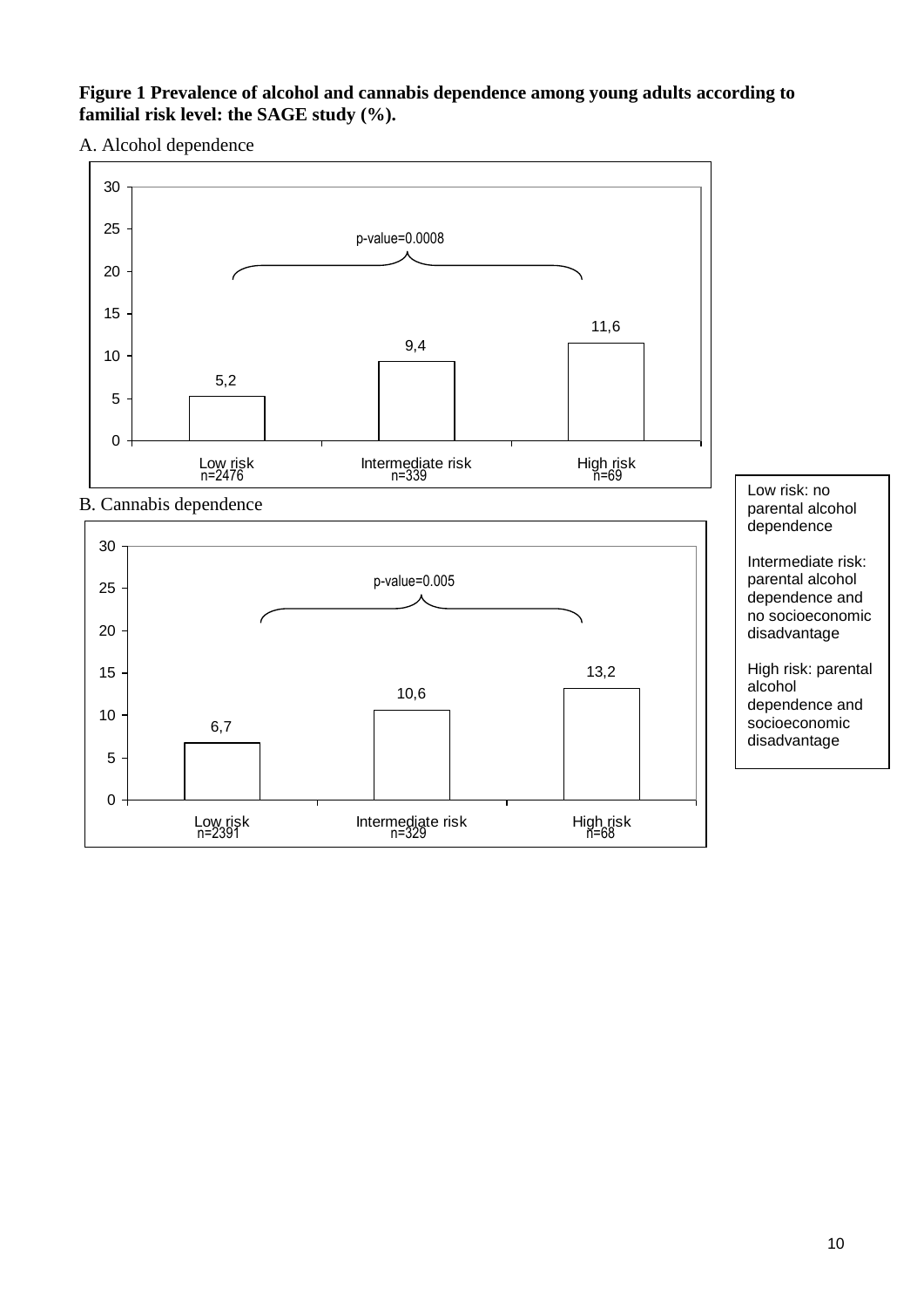**Figure 1 Prevalence of alcohol and cannabis dependence among young adults according to familial risk level: the SAGE study (%).**

A. Alcohol dependence

| | Low risk (n=2476) | Intermediate risk (n=339) | High risk (n=69) |
|---|---|---|---|
| Alcohol dependence (%) | 5,2 | 9,4 | 11,6 |

p-value=0.0008

B. Cannabis dependence

| | Low risk (n=2391) | Intermediate risk (n=329) | High risk (n=68) |
|---|---|---|---|
| Cannabis dependence (%) | 6,7 | 10,6 | 13,2 |

p-value=0.005

Low risk: no parental alcohol dependence

Intermediate risk: parental alcohol dependence and no socioeconomic disadvantage

High risk: parental alcohol dependence and socioeconomic disadvantage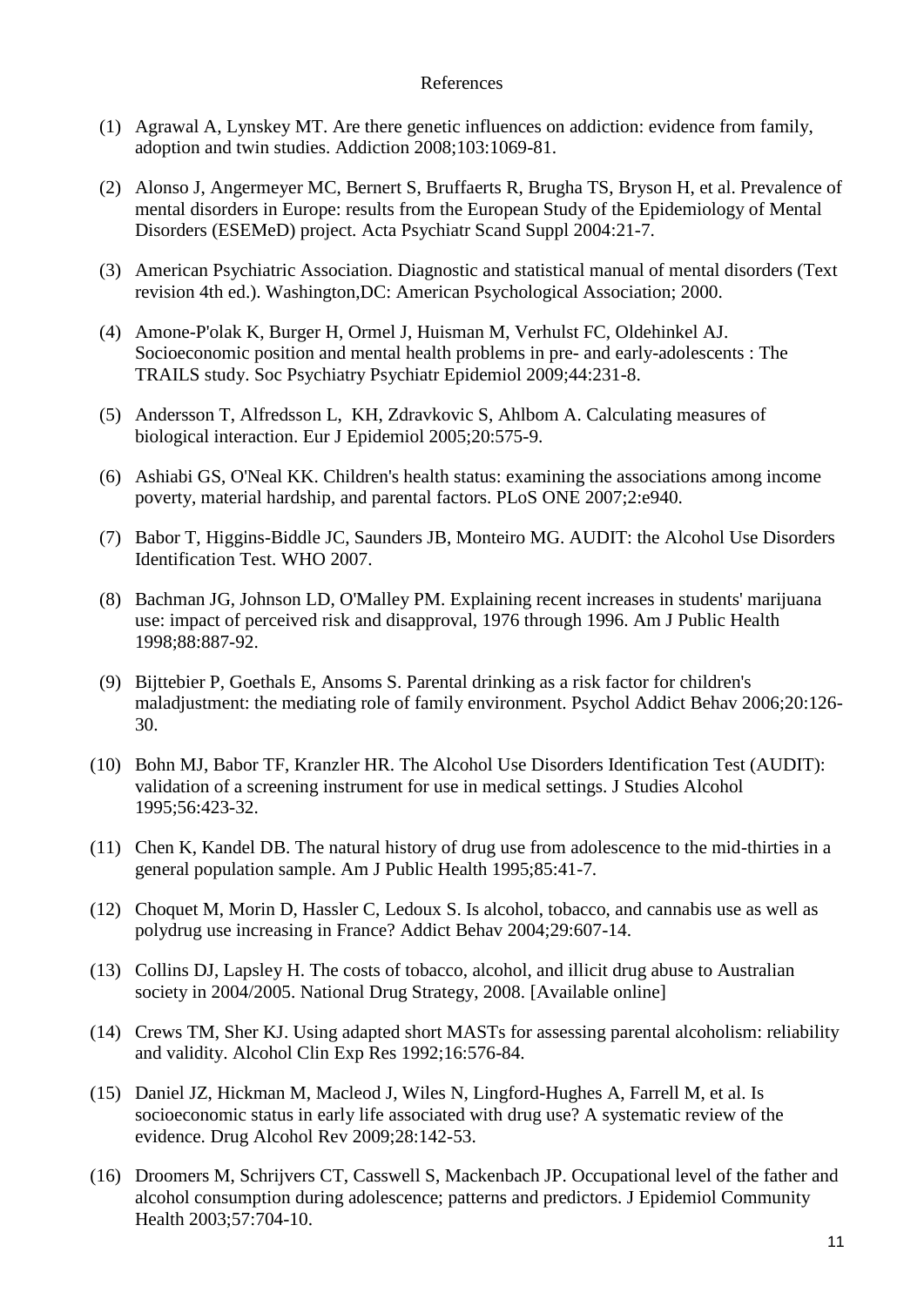References

(1) Agrawal A, Lynskey MT. Are there genetic influences on addiction: evidence from family, adoption and twin studies. Addiction 2008;103:1069-81.

(2) Alonso J, Angermeyer MC, Bernert S, Bruffaerts R, Brugha TS, Bryson H, et al. Prevalence of mental disorders in Europe: results from the European Study of the Epidemiology of Mental Disorders (ESEMeD) project. Acta Psychiatr Scand Suppl 2004:21-7.

(3) American Psychiatric Association. Diagnostic and statistical manual of mental disorders (Text revision 4th ed.). Washington,DC: American Psychological Association; 2000.

(4) Amone-P'olak K, Burger H, Ormel J, Huisman M, Verhulst FC, Oldehinkel AJ. Socioeconomic position and mental health problems in pre- and early-adolescents : The TRAILS study. Soc Psychiatry Psychiatr Epidemiol 2009;44:231-8.

(5) Andersson T, Alfredsson L, KH, Zdravkovic S, Ahlbom A. Calculating measures of biological interaction. Eur J Epidemiol 2005;20:575-9.

(6) Ashiabi GS, O'Neal KK. Children's health status: examining the associations among income poverty, material hardship, and parental factors. PLoS ONE 2007;2:e940.

(7) Babor T, Higgins-Biddle JC, Saunders JB, Monteiro MG. AUDIT: the Alcohol Use Disorders Identification Test. WHO 2007.

(8) Bachman JG, Johnson LD, O'Malley PM. Explaining recent increases in students' marijuana use: impact of perceived risk and disapproval, 1976 through 1996. Am J Public Health 1998;88:887-92.

(9) Bijttebier P, Goethals E, Ansoms S. Parental drinking as a risk factor for children's maladjustment: the mediating role of family environment. Psychol Addict Behav 2006;20:126-30.

(10) Bohn MJ, Babor TF, Kranzler HR. The Alcohol Use Disorders Identification Test (AUDIT): validation of a screening instrument for use in medical settings. J Studies Alcohol 1995;56:423-32.

(11) Chen K, Kandel DB. The natural history of drug use from adolescence to the mid-thirties in a general population sample. Am J Public Health 1995;85:41-7.

(12) Choquet M, Morin D, Hassler C, Ledoux S. Is alcohol, tobacco, and cannabis use as well as polydrug use increasing in France? Addict Behav 2004;29:607-14.

(13) Collins DJ, Lapsley H. The costs of tobacco, alcohol, and illicit drug abuse to Australian society in 2004/2005. National Drug Strategy, 2008. [Available online]

(14) Crews TM, Sher KJ. Using adapted short MASTs for assessing parental alcoholism: reliability and validity. Alcohol Clin Exp Res 1992;16:576-84.

(15) Daniel JZ, Hickman M, Macleod J, Wiles N, Lingford-Hughes A, Farrell M, et al. Is socioeconomic status in early life associated with drug use? A systematic review of the evidence. Drug Alcohol Rev 2009;28:142-53.

(16) Droomers M, Schrijvers CT, Casswell S, Mackenbach JP. Occupational level of the father and alcohol consumption during adolescence; patterns and predictors. J Epidemiol Community Health 2003;57:704-10.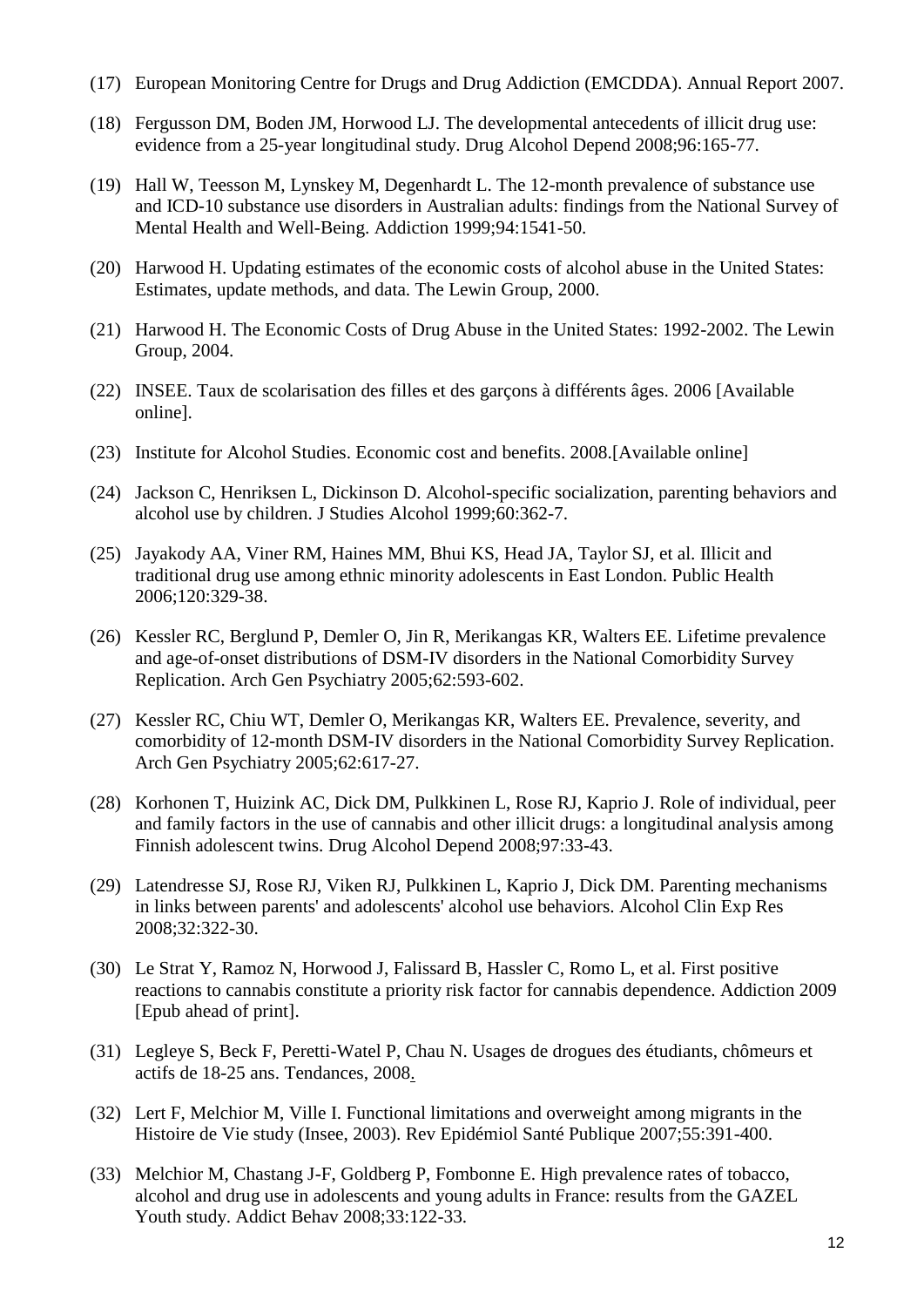(17) European Monitoring Centre for Drugs and Drug Addiction (EMCDDA). Annual Report 2007.

(18) Fergusson DM, Boden JM, Horwood LJ. The developmental antecedents of illicit drug use: evidence from a 25-year longitudinal study. Drug Alcohol Depend 2008;96:165-77.

(19) Hall W, Teesson M, Lynskey M, Degenhardt L. The 12-month prevalence of substance use and ICD-10 substance use disorders in Australian adults: findings from the National Survey of Mental Health and Well-Being. Addiction 1999;94:1541-50.

(20) Harwood H. Updating estimates of the economic costs of alcohol abuse in the United States: Estimates, update methods, and data. The Lewin Group, 2000.

(21) Harwood H. The Economic Costs of Drug Abuse in the United States: 1992-2002. The Lewin Group, 2004.

(22) INSEE. Taux de scolarisation des filles et des garçons à différents âges. 2006 [Available online].

(23) Institute for Alcohol Studies. Economic cost and benefits. 2008.[Available online]

(24) Jackson C, Henriksen L, Dickinson D. Alcohol-specific socialization, parenting behaviors and alcohol use by children. J Studies Alcohol 1999;60:362-7.

(25) Jayakody AA, Viner RM, Haines MM, Bhui KS, Head JA, Taylor SJ, et al. Illicit and traditional drug use among ethnic minority adolescents in East London. Public Health 2006;120:329-38.

(26) Kessler RC, Berglund P, Demler O, Jin R, Merikangas KR, Walters EE. Lifetime prevalence and age-of-onset distributions of DSM-IV disorders in the National Comorbidity Survey Replication. Arch Gen Psychiatry 2005;62:593-602.

(27) Kessler RC, Chiu WT, Demler O, Merikangas KR, Walters EE. Prevalence, severity, and comorbidity of 12-month DSM-IV disorders in the National Comorbidity Survey Replication. Arch Gen Psychiatry 2005;62:617-27.

(28) Korhonen T, Huizink AC, Dick DM, Pulkkinen L, Rose RJ, Kaprio J. Role of individual, peer and family factors in the use of cannabis and other illicit drugs: a longitudinal analysis among Finnish adolescent twins. Drug Alcohol Depend 2008;97:33-43.

(29) Latendresse SJ, Rose RJ, Viken RJ, Pulkkinen L, Kaprio J, Dick DM. Parenting mechanisms in links between parents' and adolescents' alcohol use behaviors. Alcohol Clin Exp Res 2008;32:322-30.

(30) Le Strat Y, Ramoz N, Horwood J, Falissard B, Hassler C, Romo L, et al. First positive reactions to cannabis constitute a priority risk factor for cannabis dependence. Addiction 2009 [Epub ahead of print].

(31) Legleye S, Beck F, Peretti-Watel P, Chau N. Usages de drogues des étudiants, chômeurs et actifs de 18-25 ans. Tendances, 2008.

(32) Lert F, Melchior M, Ville I. Functional limitations and overweight among migrants in the Histoire de Vie study (Insee, 2003). Rev Epidémiol Santé Publique 2007;55:391-400.

(33) Melchior M, Chastang J-F, Goldberg P, Fombonne E. High prevalence rates of tobacco, alcohol and drug use in adolescents and young adults in France: results from the GAZEL Youth study. Addict Behav 2008;33:122-33.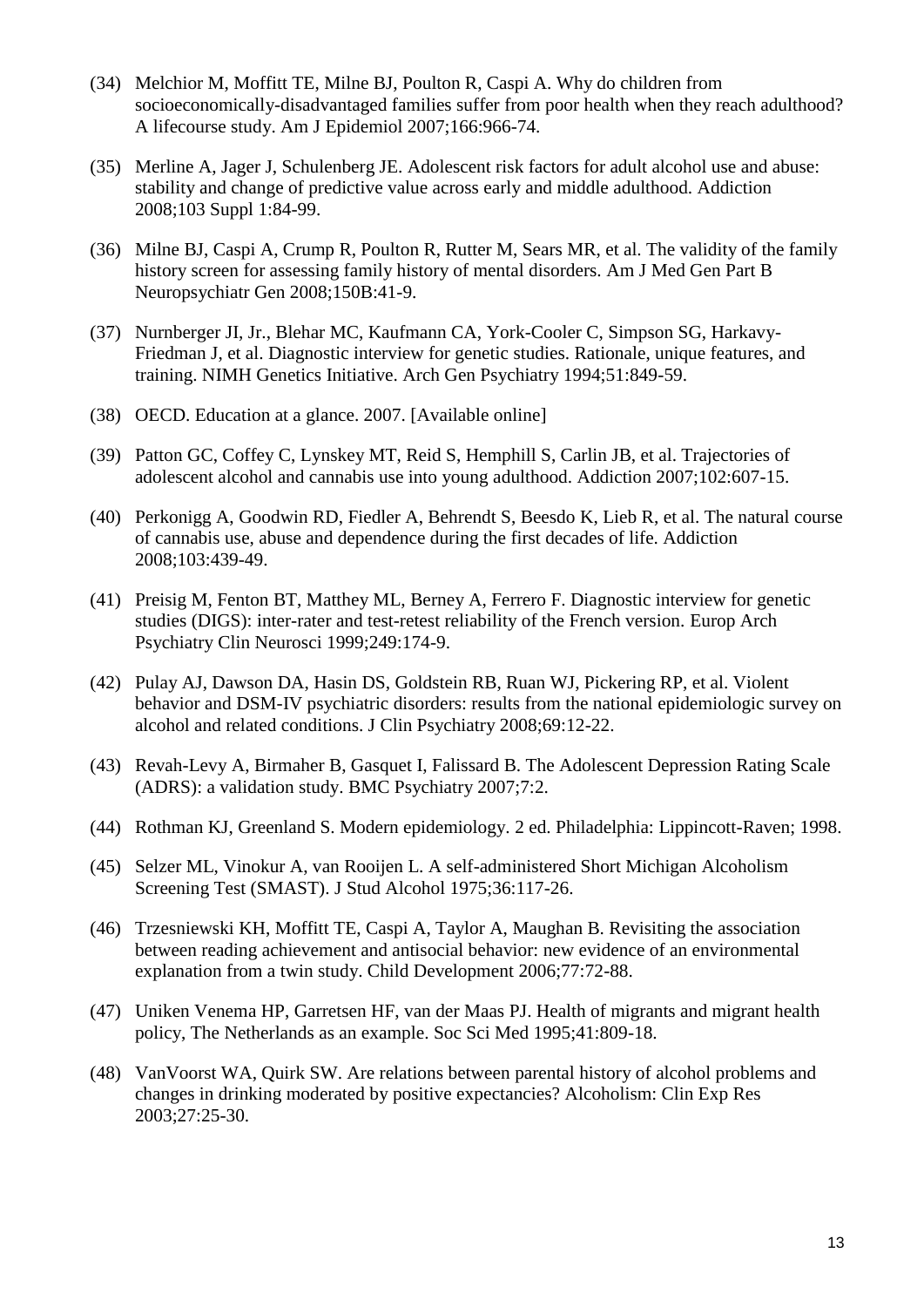(34) Melchior M, Moffitt TE, Milne BJ, Poulton R, Caspi A. Why do children from socioeconomically-disadvantaged families suffer from poor health when they reach adulthood? A lifecourse study. Am J Epidemiol 2007;166:966-74.

(35) Merline A, Jager J, Schulenberg JE. Adolescent risk factors for adult alcohol use and abuse: stability and change of predictive value across early and middle adulthood. Addiction 2008;103 Suppl 1:84-99.

(36) Milne BJ, Caspi A, Crump R, Poulton R, Rutter M, Sears MR, et al. The validity of the family history screen for assessing family history of mental disorders. Am J Med Gen Part B Neuropsychiatr Gen 2008;150B:41-9.

(37) Nurnberger JI, Jr., Blehar MC, Kaufmann CA, York-Cooler C, Simpson SG, Harkavy-Friedman J, et al. Diagnostic interview for genetic studies. Rationale, unique features, and training. NIMH Genetics Initiative. Arch Gen Psychiatry 1994;51:849-59.

(38) OECD. Education at a glance. 2007. [Available online]

(39) Patton GC, Coffey C, Lynskey MT, Reid S, Hemphill S, Carlin JB, et al. Trajectories of adolescent alcohol and cannabis use into young adulthood. Addiction 2007;102:607-15.

(40) Perkonigg A, Goodwin RD, Fiedler A, Behrendt S, Beesdo K, Lieb R, et al. The natural course of cannabis use, abuse and dependence during the first decades of life. Addiction 2008;103:439-49.

(41) Preisig M, Fenton BT, Matthey ML, Berney A, Ferrero F. Diagnostic interview for genetic studies (DIGS): inter-rater and test-retest reliability of the French version. Europ Arch Psychiatry Clin Neurosci 1999;249:174-9.

(42) Pulay AJ, Dawson DA, Hasin DS, Goldstein RB, Ruan WJ, Pickering RP, et al. Violent behavior and DSM-IV psychiatric disorders: results from the national epidemiologic survey on alcohol and related conditions. J Clin Psychiatry 2008;69:12-22.

(43) Revah-Levy A, Birmaher B, Gasquet I, Falissard B. The Adolescent Depression Rating Scale (ADRS): a validation study. BMC Psychiatry 2007;7:2.

(44) Rothman KJ, Greenland S. Modern epidemiology. 2 ed. Philadelphia: Lippincott-Raven; 1998.

(45) Selzer ML, Vinokur A, van Rooijen L. A self-administered Short Michigan Alcoholism Screening Test (SMAST). J Stud Alcohol 1975;36:117-26.

(46) Trzesniewski KH, Moffitt TE, Caspi A, Taylor A, Maughan B. Revisiting the association between reading achievement and antisocial behavior: new evidence of an environmental explanation from a twin study. Child Development 2006;77:72-88.

(47) Uniken Venema HP, Garretsen HF, van der Maas PJ. Health of migrants and migrant health policy, The Netherlands as an example. Soc Sci Med 1995;41:809-18.

(48) VanVoorst WA, Quirk SW. Are relations between parental history of alcohol problems and changes in drinking moderated by positive expectancies? Alcoholism: Clin Exp Res 2003;27:25-30.